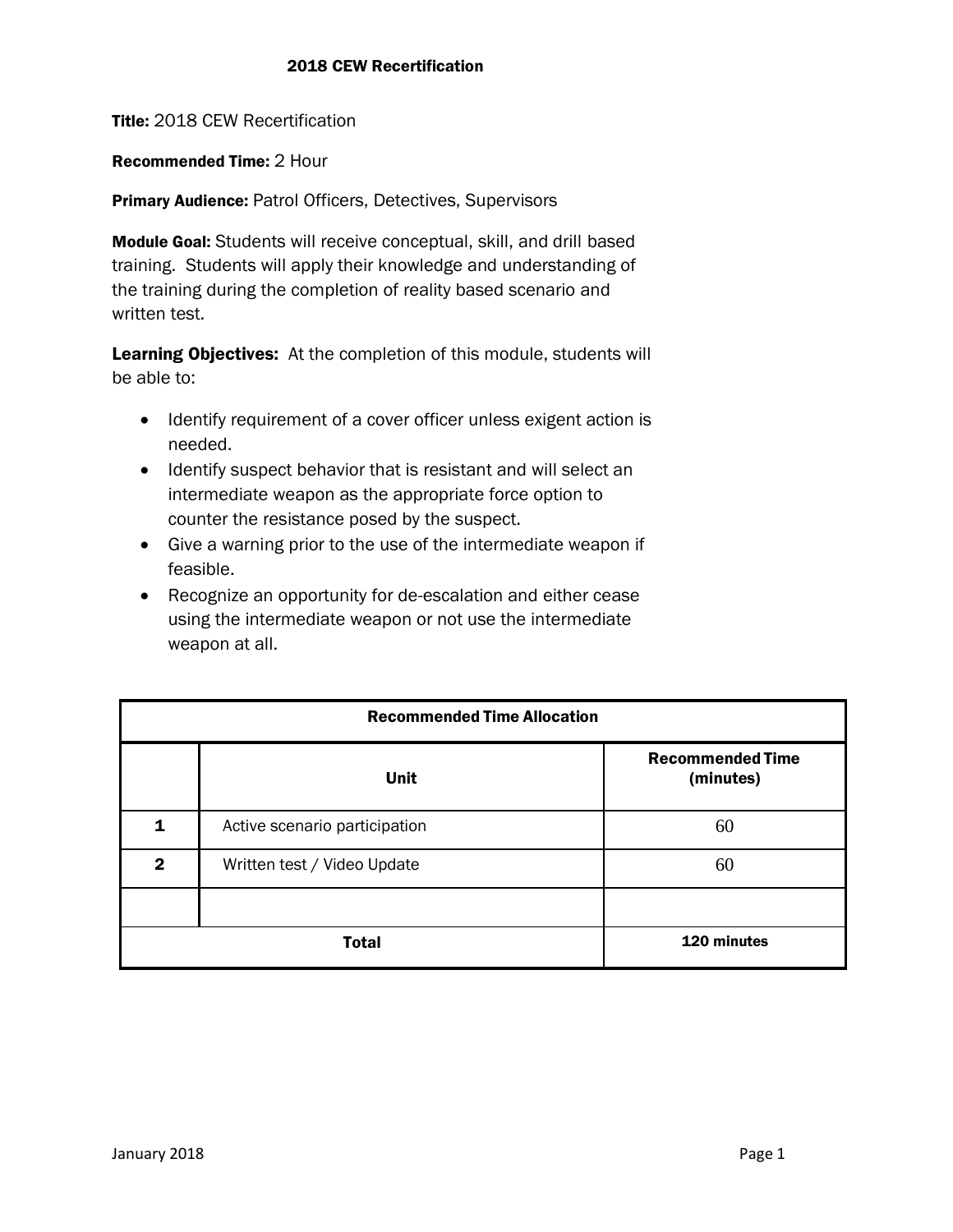# 2018 CEW Recertification

**Title:** 2018 CEW Recertification

**Recommended Time:** 2 Hour

**Primary Audience:** Patrol Officers, Detectives, Supervisors

**Module Goal:** Students will receive conceptual, skill, and drill based training. Students will apply their knowledge and understanding of the training during the completion of reality based scenario and written test.

**Learning Objectives:** At the completion of this module, students will be able to:

- Identify requirement of a cover officer unless exigent action is needed.
- Identify suspect behavior that is resistant and will select an intermediate weapon as the appropriate force option to counter the resistance posed by the suspect.
- Give a warning prior to the use of the intermediate weapon if feasible.
- Recognize an opportunity for de-escalation and either cease using the intermediate weapon or not use the intermediate weapon at all.

| Recommended Time Allocation | | |
|---|---|---|
| | **Unit** | **Recommended Time (minutes)** |
| **1** | Active scenario participation | 60 |
| **2** | Written test / Video Update | 60 |
| | | |
| **Total** | | **120 minutes** |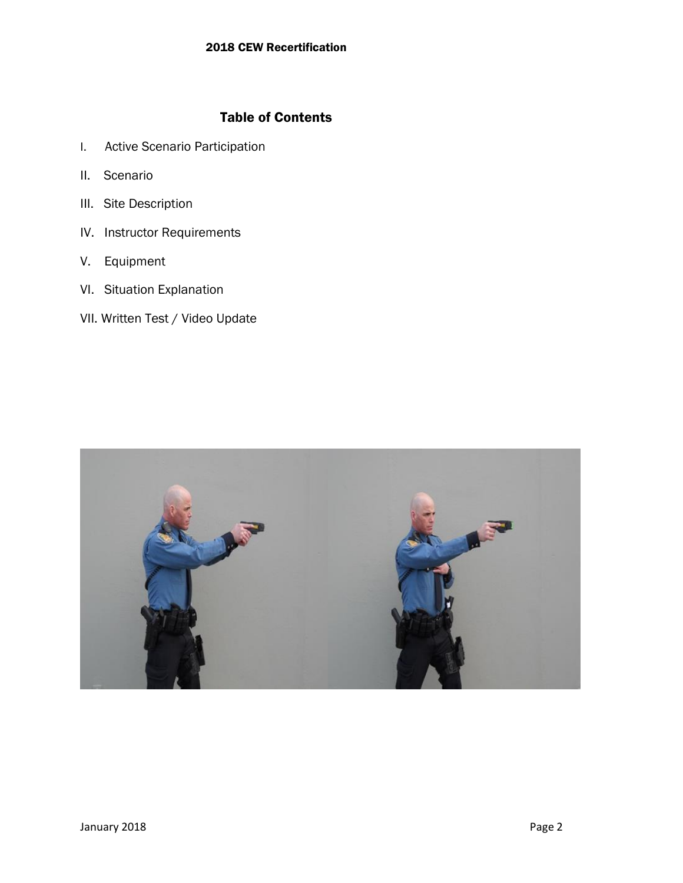# Table of Contents

I. Active Scenario Participation

II. Scenario

III. Site Description

IV. Instructor Requirements

V. Equipment

VI. Situation Explanation

VII. Written Test / Video Update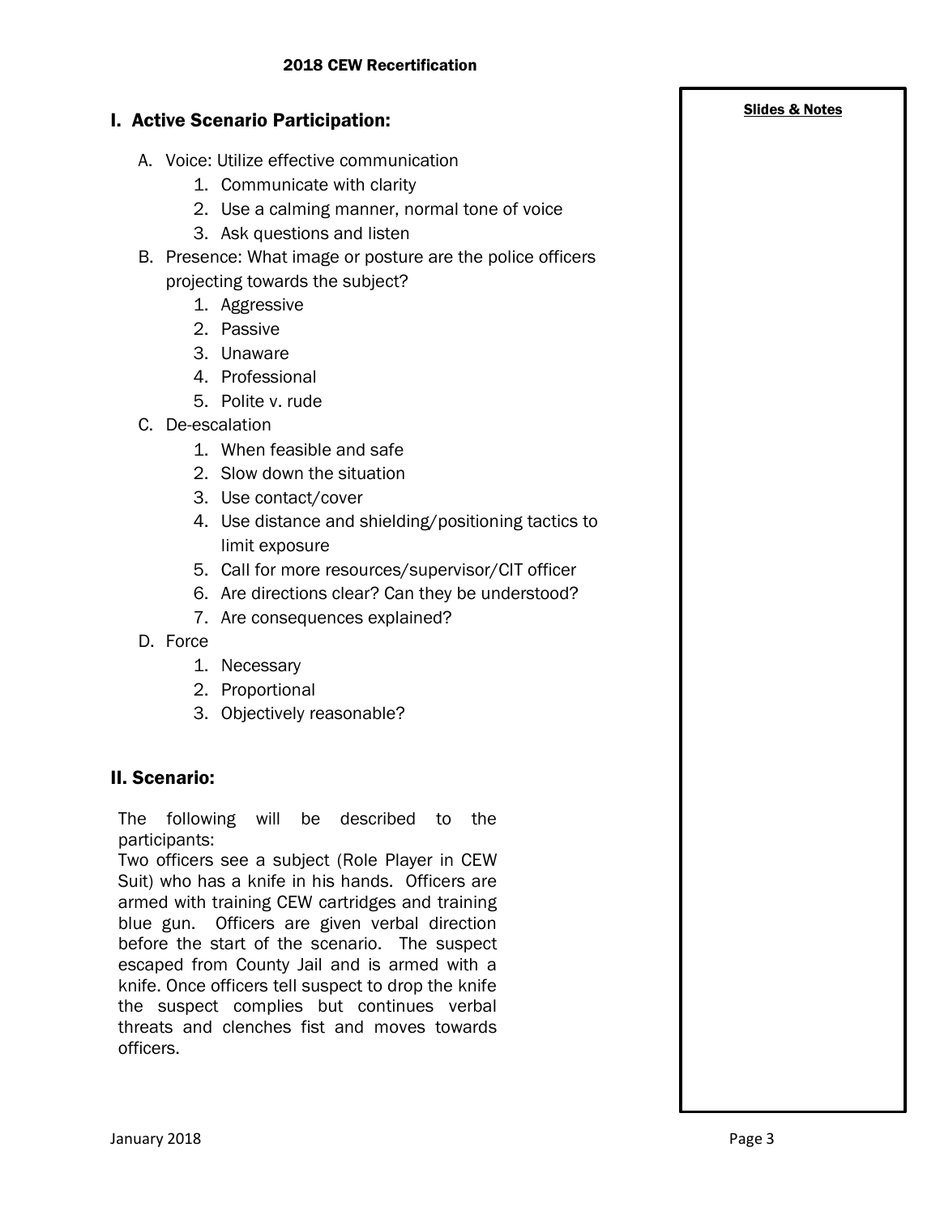## I. Active Scenario Participation:

A. Voice: Utilize effective communication
   1. Communicate with clarity
   2. Use a calming manner, normal tone of voice
   3. Ask questions and listen

B. Presence: What image or posture are the police officers projecting towards the subject?
   1. Aggressive
   2. Passive
   3. Unaware
   4. Professional
   5. Polite v. rude

C. De-escalation
   1. When feasible and safe
   2. Slow down the situation
   3. Use contact/cover
   4. Use distance and shielding/positioning tactics to limit exposure
   5. Call for more resources/supervisor/CIT officer
   6. Are directions clear? Can they be understood?
   7. Are consequences explained?

D. Force
   1. Necessary
   2. Proportional
   3. Objectively reasonable?

## II. Scenario:

The following will be described to the participants:
Two officers see a subject (Role Player in CEW Suit) who has a knife in his hands. Officers are armed with training CEW cartridges and training blue gun. Officers are given verbal direction before the start of the scenario. The suspect escaped from County Jail and is armed with a knife. Once officers tell suspect to drop the knife the suspect complies but continues verbal threats and clenches fist and moves towards officers.

**Slides & Notes**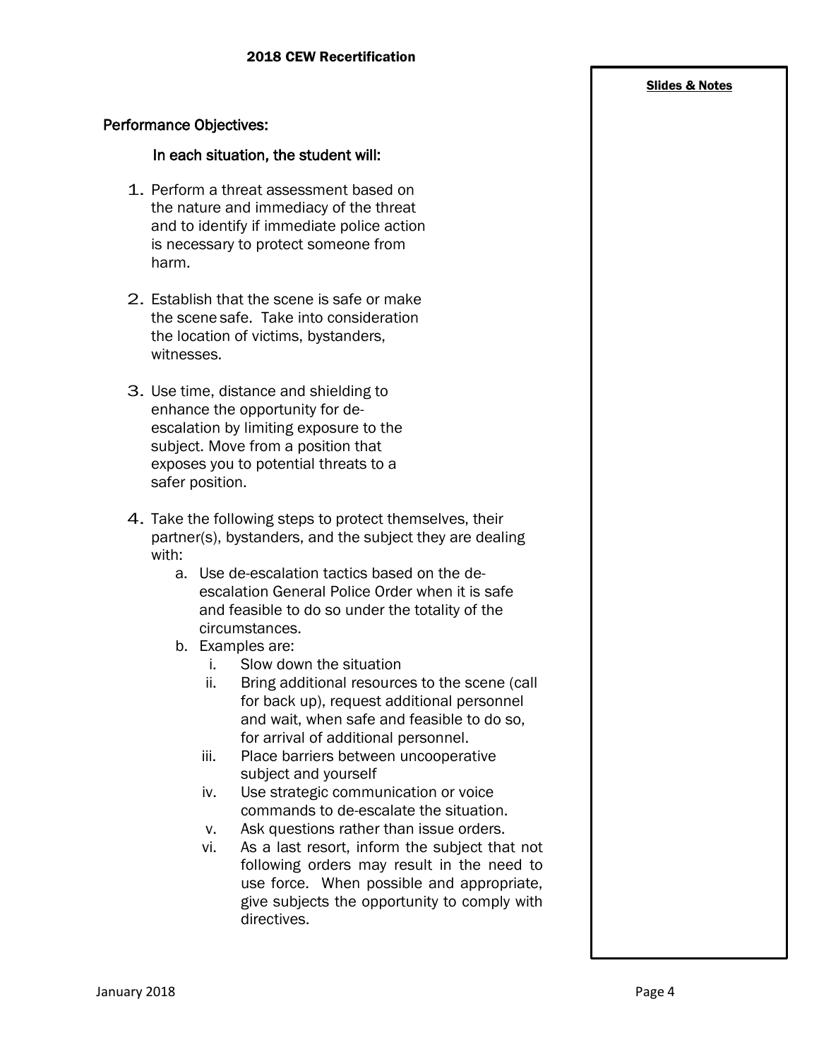## Performance Objectives:

In each situation, the student will:

1. Perform a threat assessment based on the nature and immediacy of the threat and to identify if immediate police action is necessary to protect someone from harm.

2. Establish that the scene is safe or make the scene safe. Take into consideration the location of victims, bystanders, witnesses.

3. Use time, distance and shielding to enhance the opportunity for de-escalation by limiting exposure to the subject. Move from a position that exposes you to potential threats to a safer position.

4. Take the following steps to protect themselves, their partner(s), bystanders, and the subject they are dealing with:
   a. Use de-escalation tactics based on the de-escalation General Police Order when it is safe and feasible to do so under the totality of the circumstances.
   b. Examples are:
      i. Slow down the situation
      ii. Bring additional resources to the scene (call for back up), request additional personnel and wait, when safe and feasible to do so, for arrival of additional personnel.
      iii. Place barriers between uncooperative subject and yourself
      iv. Use strategic communication or voice commands to de-escalate the situation.
      v. Ask questions rather than issue orders.
      vi. As a last resort, inform the subject that not following orders may result in the need to use force. When possible and appropriate, give subjects the opportunity to comply with directives.

**Slides & Notes**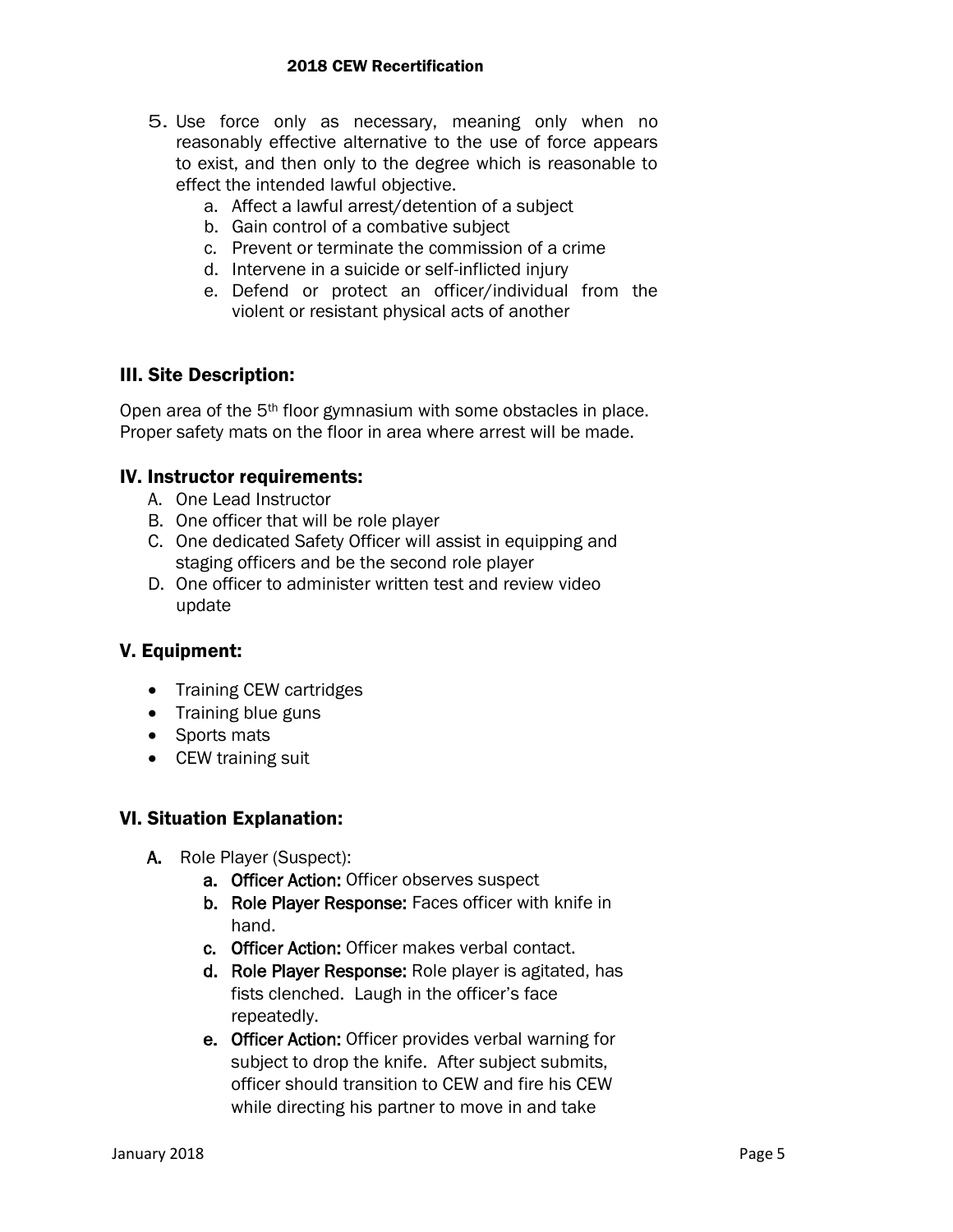5. Use force only as necessary, meaning only when no reasonably effective alternative to the use of force appears to exist, and then only to the degree which is reasonable to effect the intended lawful objective.
    a. Affect a lawful arrest/detention of a subject
    b. Gain control of a combative subject
    c. Prevent or terminate the commission of a crime
    d. Intervene in a suicide or self-inflicted injury
    e. Defend or protect an officer/individual from the violent or resistant physical acts of another

## III. Site Description:

Open area of the 5th floor gymnasium with some obstacles in place. Proper safety mats on the floor in area where arrest will be made.

## IV. Instructor requirements:

A. One Lead Instructor
B. One officer that will be role player
C. One dedicated Safety Officer will assist in equipping and staging officers and be the second role player
D. One officer to administer written test and review video update

## V. Equipment:

- Training CEW cartridges
- Training blue guns
- Sports mats
- CEW training suit

## VI. Situation Explanation:

**A.** Role Player (Suspect):

   **a. Officer Action:** Officer observes suspect
   
   **b. Role Player Response:** Faces officer with knife in hand.
   
   **c. Officer Action:** Officer makes verbal contact.
   
   **d. Role Player Response:** Role player is agitated, has fists clenched. Laugh in the officer's face repeatedly.
   
   **e. Officer Action:** Officer provides verbal warning for subject to drop the knife. After subject submits, officer should transition to CEW and fire his CEW while directing his partner to move in and take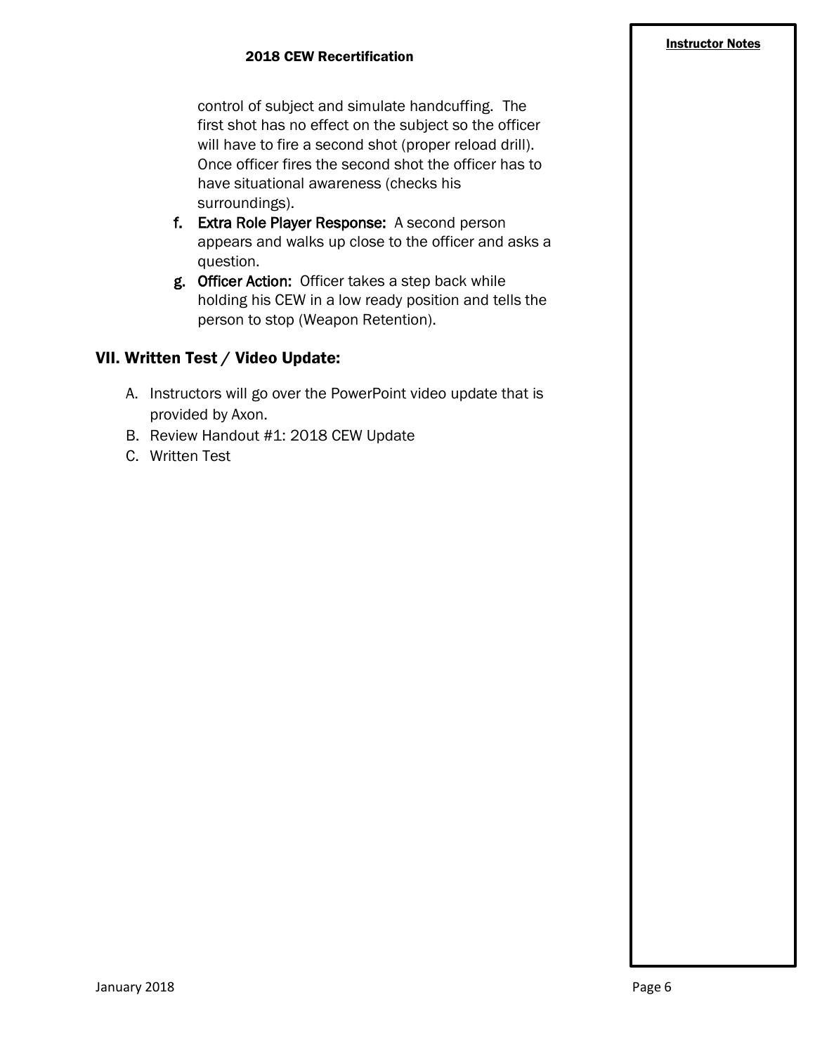control of subject and simulate handcuffing. The first shot has no effect on the subject so the officer will have to fire a second shot (proper reload drill). Once officer fires the second shot the officer has to have situational awareness (checks his surroundings).

f. **Extra Role Player Response:** A second person appears and walks up close to the officer and asks a question.

g. **Officer Action:** Officer takes a step back while holding his CEW in a low ready position and tells the person to stop (Weapon Retention).

## VII. Written Test / Video Update:

A. Instructors will go over the PowerPoint video update that is provided by Axon.

B. Review Handout #1: 2018 CEW Update

C. Written Test

**Instructor Notes**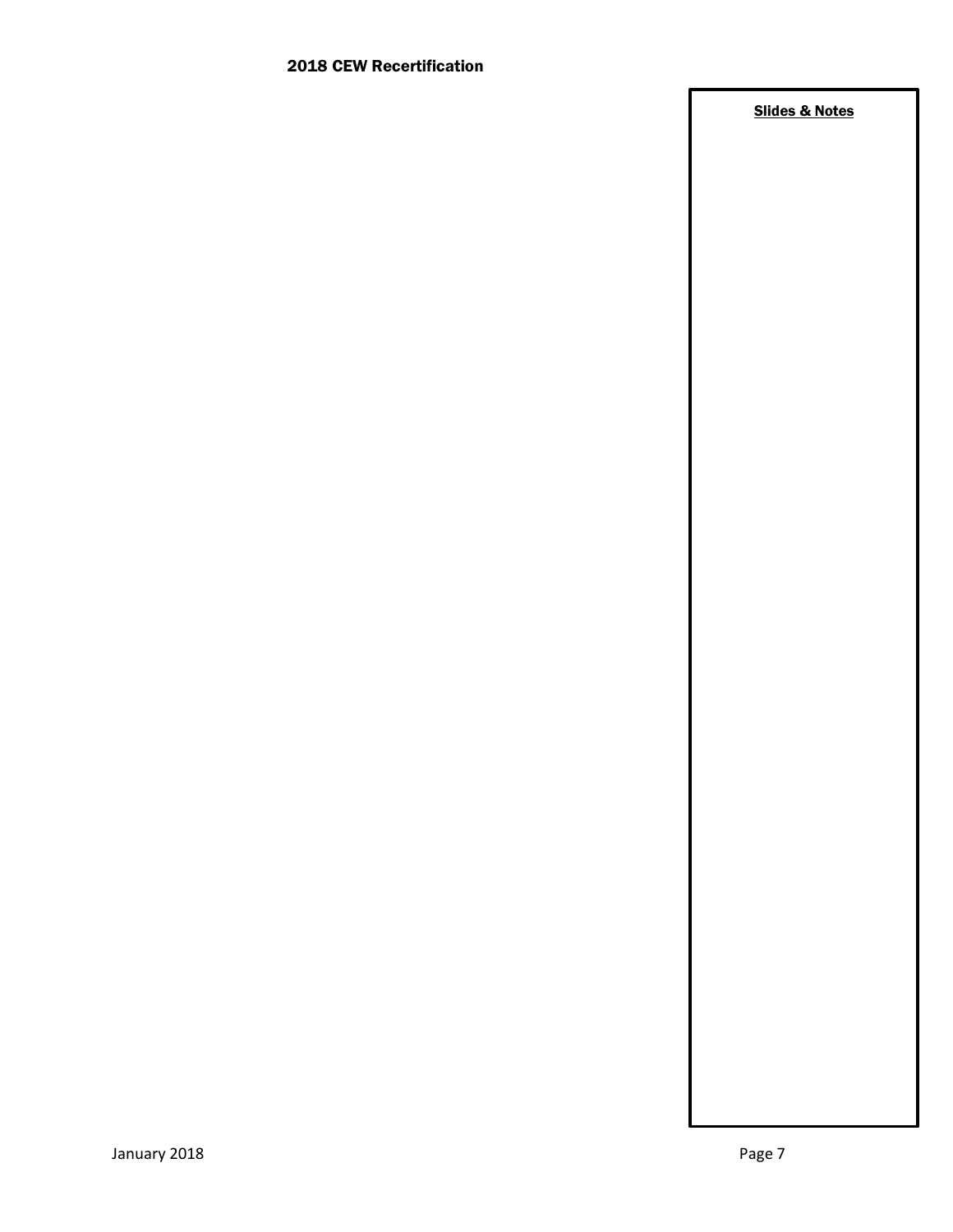**Slides & Notes**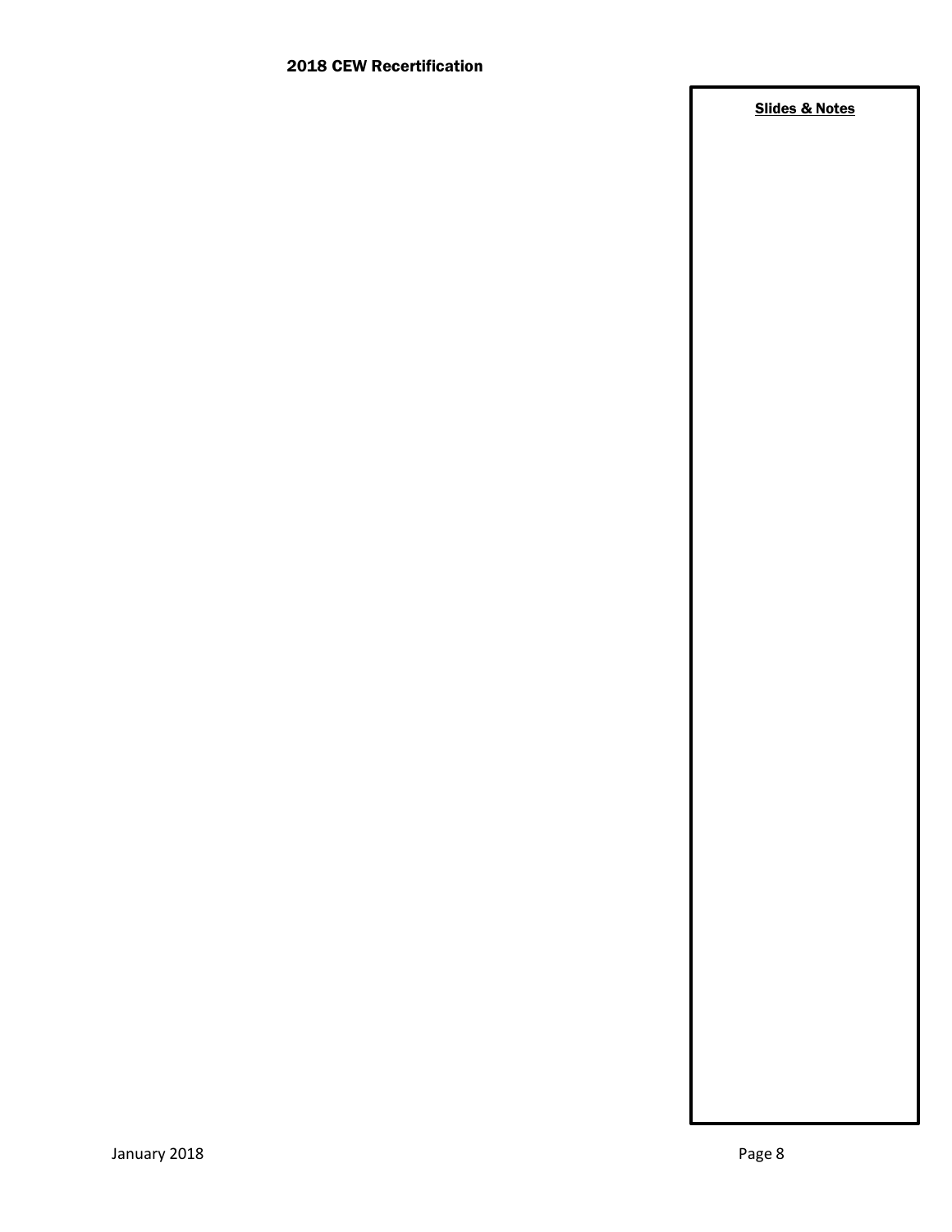**Slides & Notes**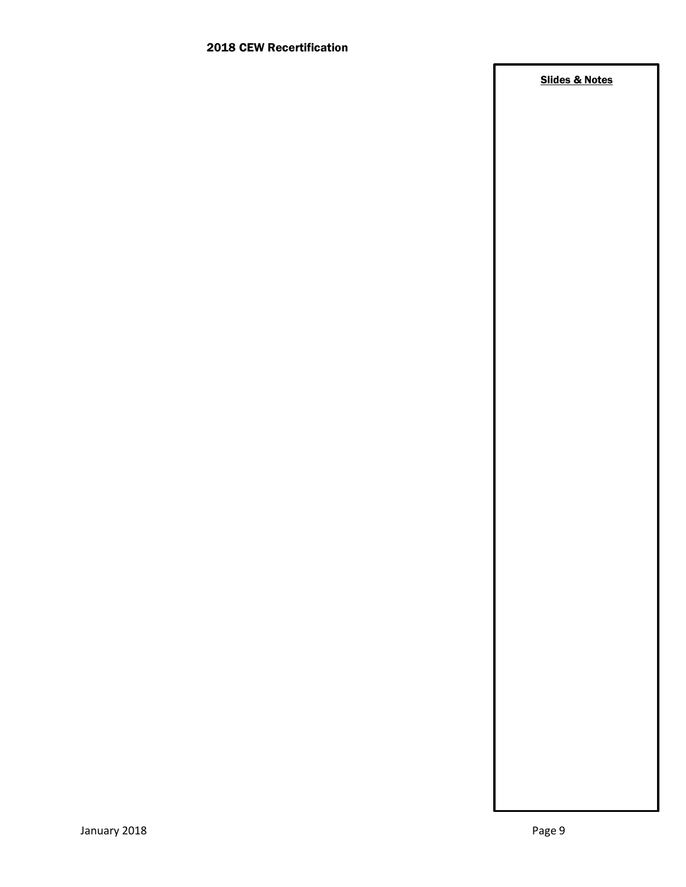**Slides & Notes**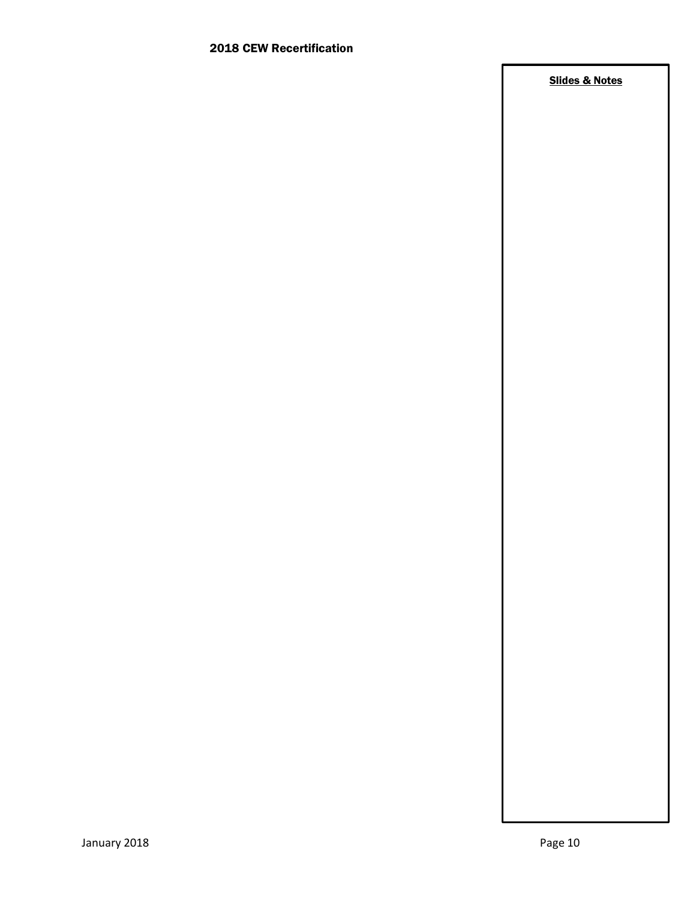Slides & Notes